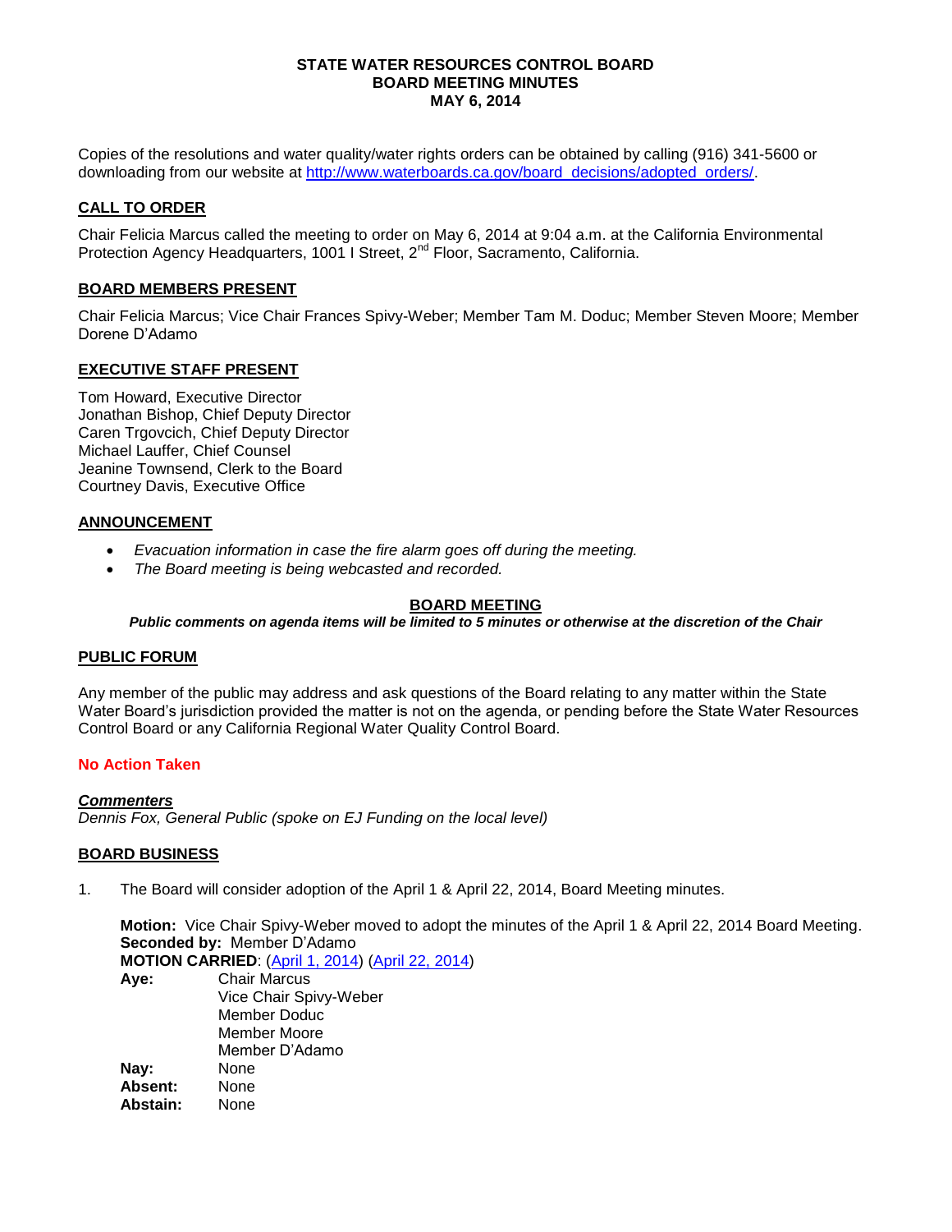**STATE WATER RESOURCES CONTROL BOARD**
**BOARD MEETING MINUTES**
**MAY 6, 2014**

Copies of the resolutions and water quality/water rights orders can be obtained by calling (916) 341-5600 or downloading from our website at http://www.waterboards.ca.gov/board_decisions/adopted_orders/.

## CALL TO ORDER

Chair Felicia Marcus called the meeting to order on May 6, 2014 at 9:04 a.m. at the California Environmental Protection Agency Headquarters, 1001 I Street, 2nd Floor, Sacramento, California.

## BOARD MEMBERS PRESENT

Chair Felicia Marcus; Vice Chair Frances Spivy-Weber; Member Tam M. Doduc; Member Steven Moore; Member Dorene D'Adamo

## EXECUTIVE STAFF PRESENT

Tom Howard, Executive Director
Jonathan Bishop, Chief Deputy Director
Caren Trgovcich, Chief Deputy Director
Michael Lauffer, Chief Counsel
Jeanine Townsend, Clerk to the Board
Courtney Davis, Executive Office

## ANNOUNCEMENT

- *Evacuation information in case the fire alarm goes off during the meeting.*
- *The Board meeting is being webcasted and recorded.*

## BOARD MEETING

***Public comments on agenda items will be limited to 5 minutes or otherwise at the discretion of the Chair***

## PUBLIC FORUM

Any member of the public may address and ask questions of the Board relating to any matter within the State Water Board's jurisdiction provided the matter is not on the agenda, or pending before the State Water Resources Control Board or any California Regional Water Quality Control Board.

**No Action Taken**

***Commenters***
*Dennis Fox, General Public (spoke on EJ Funding on the local level)*

## BOARD BUSINESS

1. The Board will consider adoption of the April 1 & April 22, 2014, Board Meeting minutes.

   **Motion:** Vice Chair Spivy-Weber moved to adopt the minutes of the April 1 & April 22, 2014 Board Meeting.
   **Seconded by:** Member D'Adamo
   **MOTION CARRIED**: (April 1, 2014) (April 22, 2014)
   **Aye:** Chair Marcus
   Vice Chair Spivy-Weber
   Member Doduc
   Member Moore
   Member D'Adamo
   **Nay:** None
   **Absent:** None
   **Abstain:** None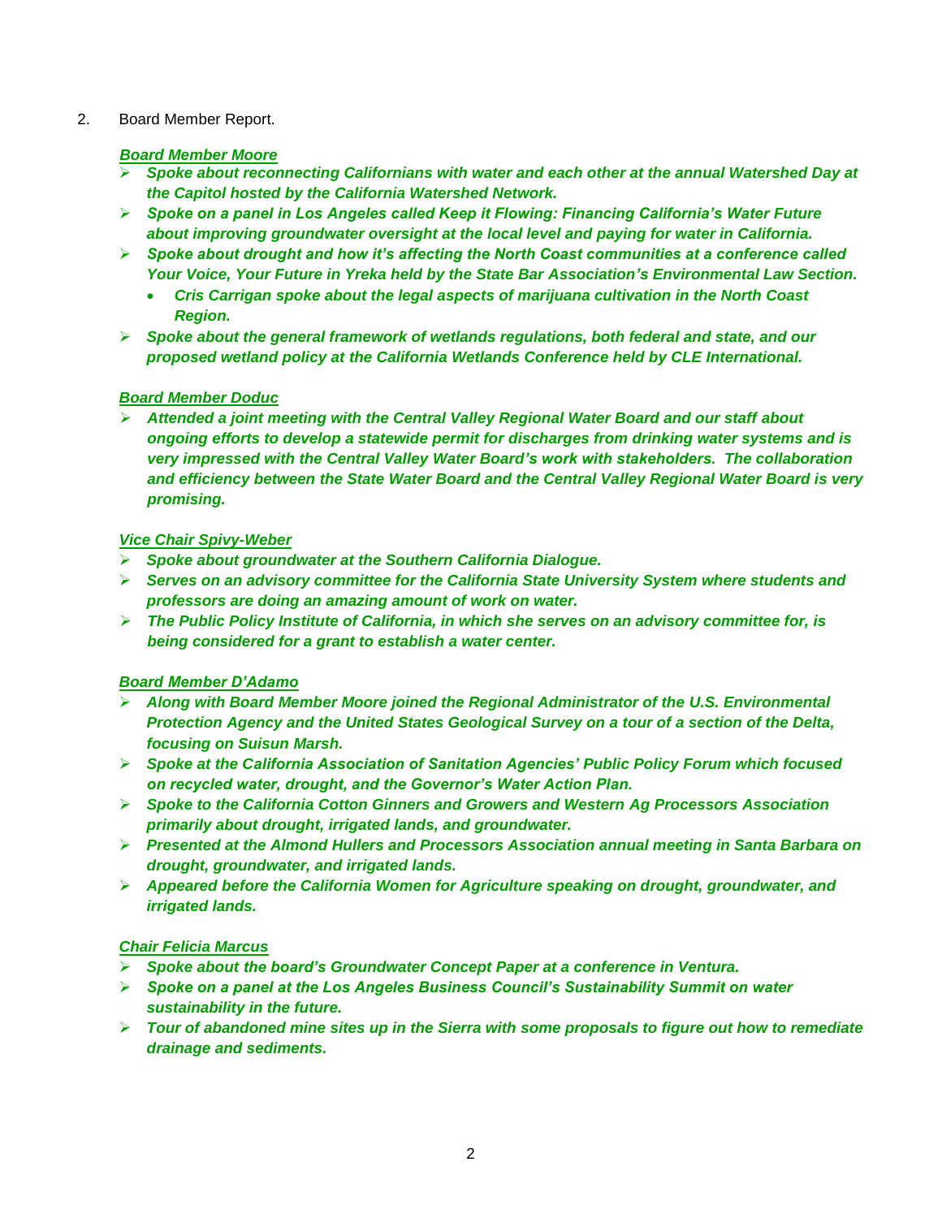2. Board Member Report.

***<u>Board Member Moore</u>***

- ***Spoke about reconnecting Californians with water and each other at the annual Watershed Day at the Capitol hosted by the California Watershed Network.***
- ***Spoke on a panel in Los Angeles called Keep it Flowing: Financing California's Water Future about improving groundwater oversight at the local level and paying for water in California.***
- ***Spoke about drought and how it's affecting the North Coast communities at a conference called Your Voice, Your Future in Yreka held by the State Bar Association's Environmental Law Section.***
  - ***Cris Carrigan spoke about the legal aspects of marijuana cultivation in the North Coast Region.***
- ***Spoke about the general framework of wetlands regulations, both federal and state, and our proposed wetland policy at the California Wetlands Conference held by CLE International.***

***<u>Board Member Doduc</u>***

- ***Attended a joint meeting with the Central Valley Regional Water Board and our staff about ongoing efforts to develop a statewide permit for discharges from drinking water systems and is very impressed with the Central Valley Water Board's work with stakeholders. The collaboration and efficiency between the State Water Board and the Central Valley Regional Water Board is very promising.***

***<u>Vice Chair Spivy-Weber</u>***

- ***Spoke about groundwater at the Southern California Dialogue.***
- ***Serves on an advisory committee for the California State University System where students and professors are doing an amazing amount of work on water.***
- ***The Public Policy Institute of California, in which she serves on an advisory committee for, is being considered for a grant to establish a water center.***

***<u>Board Member D'Adamo</u>***

- ***Along with Board Member Moore joined the Regional Administrator of the U.S. Environmental Protection Agency and the United States Geological Survey on a tour of a section of the Delta, focusing on Suisun Marsh.***
- ***Spoke at the California Association of Sanitation Agencies' Public Policy Forum which focused on recycled water, drought, and the Governor's Water Action Plan.***
- ***Spoke to the California Cotton Ginners and Growers and Western Ag Processors Association primarily about drought, irrigated lands, and groundwater.***
- ***Presented at the Almond Hullers and Processors Association annual meeting in Santa Barbara on drought, groundwater, and irrigated lands.***
- ***Appeared before the California Women for Agriculture speaking on drought, groundwater, and irrigated lands.***

***<u>Chair Felicia Marcus</u>***

- ***Spoke about the board's Groundwater Concept Paper at a conference in Ventura.***
- ***Spoke on a panel at the Los Angeles Business Council's Sustainability Summit on water sustainability in the future.***
- ***Tour of abandoned mine sites up in the Sierra with some proposals to figure out how to remediate drainage and sediments.***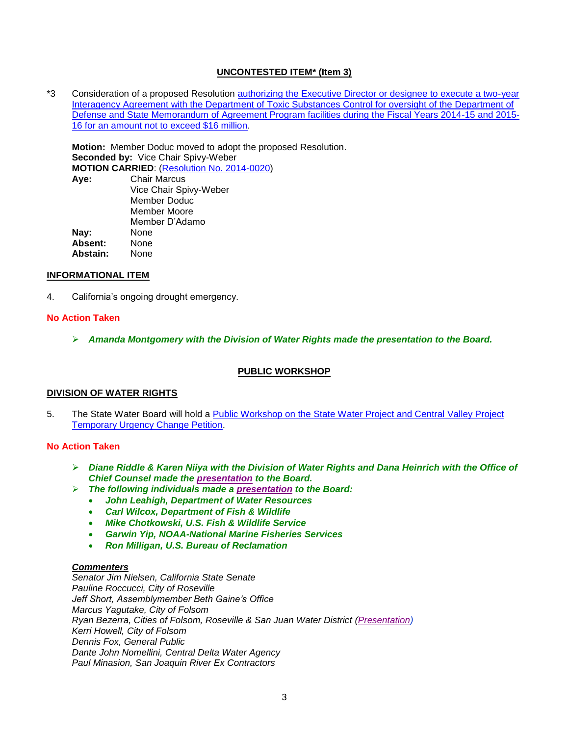**UNCONTESTED ITEM* (Item 3)**

*3 Consideration of a proposed Resolution authorizing the Executive Director or designee to execute a two-year Interagency Agreement with the Department of Toxic Substances Control for oversight of the Department of Defense and State Memorandum of Agreement Program facilities during the Fiscal Years 2014-15 and 2015-16 for an amount not to exceed $16 million.

**Motion:** Member Doduc moved to adopt the proposed Resolution.
**Seconded by:** Vice Chair Spivy-Weber
**MOTION CARRIED**: (Resolution No. 2014-0020)

| | |
|---|---|
| **Aye:** | Chair Marcus |
| | Vice Chair Spivy-Weber |
| | Member Doduc |
| | Member Moore |
| | Member D'Adamo |
| **Nay:** | None |
| **Absent:** | None |
| **Abstain:** | None |

**INFORMATIONAL ITEM**

4. California's ongoing drought emergency.

**No Action Taken**

- ***Amanda Montgomery with the Division of Water Rights made the presentation to the Board.***

**PUBLIC WORKSHOP**

**DIVISION OF WATER RIGHTS**

5. The State Water Board will hold a Public Workshop on the State Water Project and Central Valley Project Temporary Urgency Change Petition.

**No Action Taken**

- ***Diane Riddle & Karen Niiya with the Division of Water Rights and Dana Heinrich with the Office of Chief Counsel made the presentation to the Board.***
- ***The following individuals made a presentation to the Board:***
  - ***John Leahigh, Department of Water Resources***
  - ***Carl Wilcox, Department of Fish & Wildlife***
  - ***Mike Chotkowski, U.S. Fish & Wildlife Service***
  - ***Garwin Yip, NOAA-National Marine Fisheries Services***
  - ***Ron Milligan, U.S. Bureau of Reclamation***

***Commenters***
*Senator Jim Nielsen, California State Senate*
*Pauline Roccucci, City of Roseville*
*Jeff Short, Assemblymember Beth Gaine's Office*
*Marcus Yagutake, City of Folsom*
*Ryan Bezerra, Cities of Folsom, Roseville & San Juan Water District (Presentation)*
*Kerri Howell, City of Folsom*
*Dennis Fox, General Public*
*Dante John Nomellini, Central Delta Water Agency*
*Paul Minasion, San Joaquin River Ex Contractors*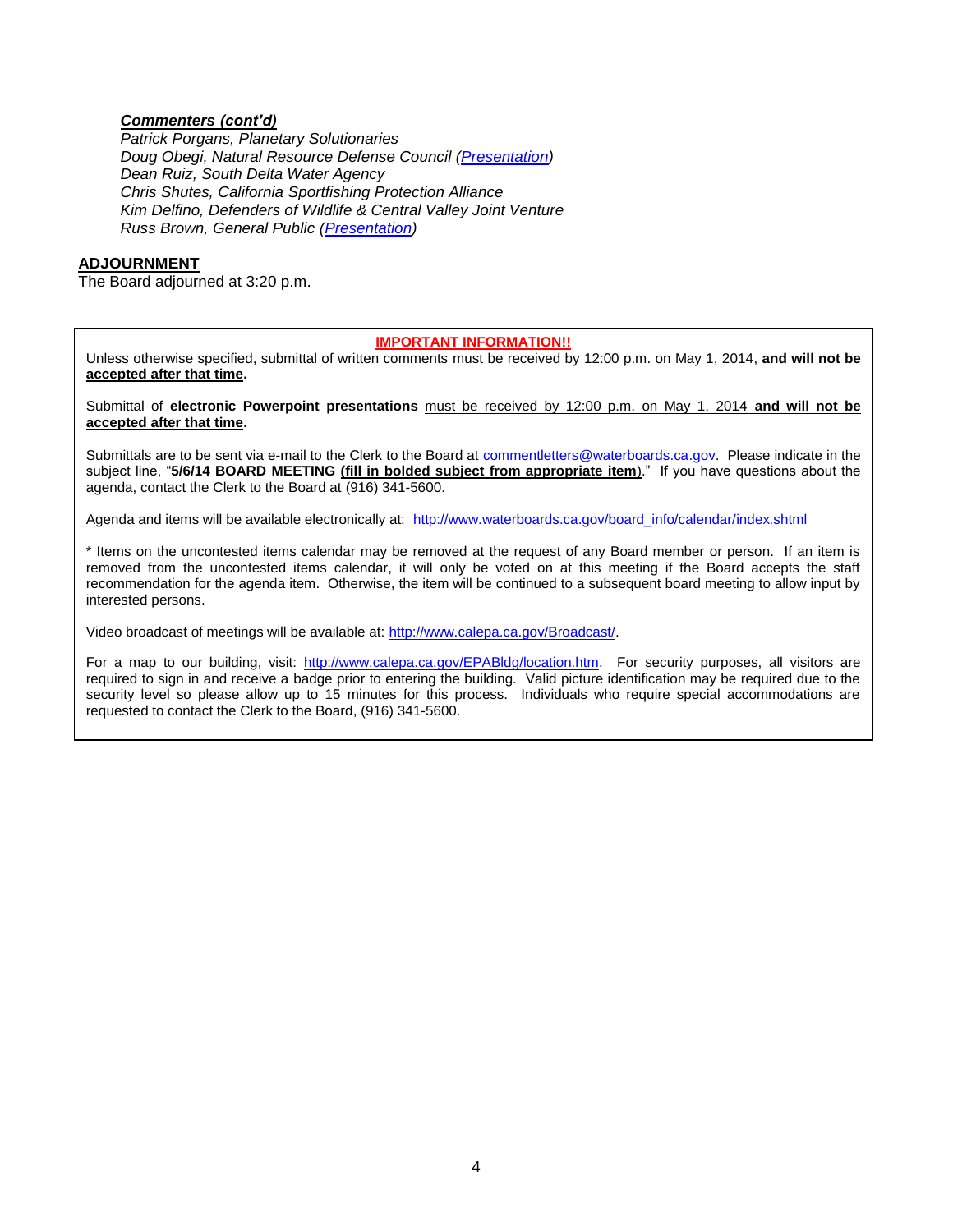***Commenters (cont'd)***

*Patrick Porgans, Planetary Solutionaries*
*Doug Obegi, Natural Resource Defense Council (Presentation)*
*Dean Ruiz, South Delta Water Agency*
*Chris Shutes, California Sportfishing Protection Alliance*
*Kim Delfino, Defenders of Wildlife & Central Valley Joint Venture*
*Russ Brown, General Public (Presentation)*

**ADJOURNMENT**

The Board adjourned at 3:20 p.m.

---

**IMPORTANT INFORMATION!!**

Unless otherwise specified, submittal of written comments must be received by 12:00 p.m. on May 1, 2014, **and will not be accepted after that time.**

Submittal of **electronic Powerpoint presentations** must be received by 12:00 p.m. on May 1, 2014 **and will not be accepted after that time.**

Submittals are to be sent via e-mail to the Clerk to the Board at commentletters@waterboards.ca.gov. Please indicate in the subject line, "**5/6/14 BOARD MEETING (fill in bolded subject from appropriate item)**." If you have questions about the agenda, contact the Clerk to the Board at (916) 341-5600.

Agenda and items will be available electronically at: http://www.waterboards.ca.gov/board_info/calendar/index.shtml

* Items on the uncontested items calendar may be removed at the request of any Board member or person. If an item is removed from the uncontested items calendar, it will only be voted on at this meeting if the Board accepts the staff recommendation for the agenda item. Otherwise, the item will be continued to a subsequent board meeting to allow input by interested persons.

Video broadcast of meetings will be available at: http://www.calepa.ca.gov/Broadcast/.

For a map to our building, visit: http://www.calepa.ca.gov/EPABldg/location.htm. For security purposes, all visitors are required to sign in and receive a badge prior to entering the building. Valid picture identification may be required due to the security level so please allow up to 15 minutes for this process. Individuals who require special accommodations are requested to contact the Clerk to the Board, (916) 341-5600.